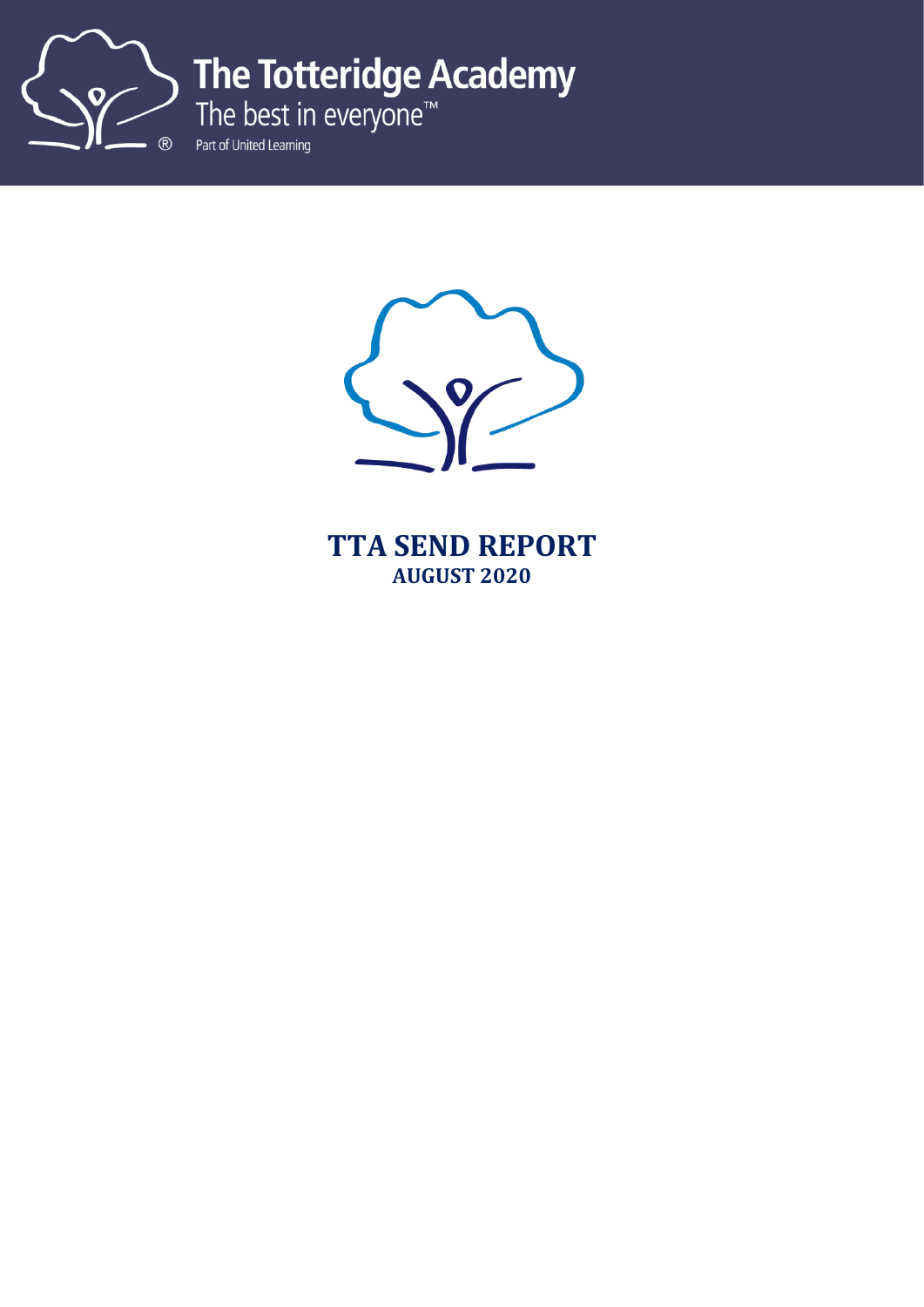**The Totteridge Academy**
The best in everyone™
Part of United Learning

# TTA SEND REPORT
## AUGUST 2020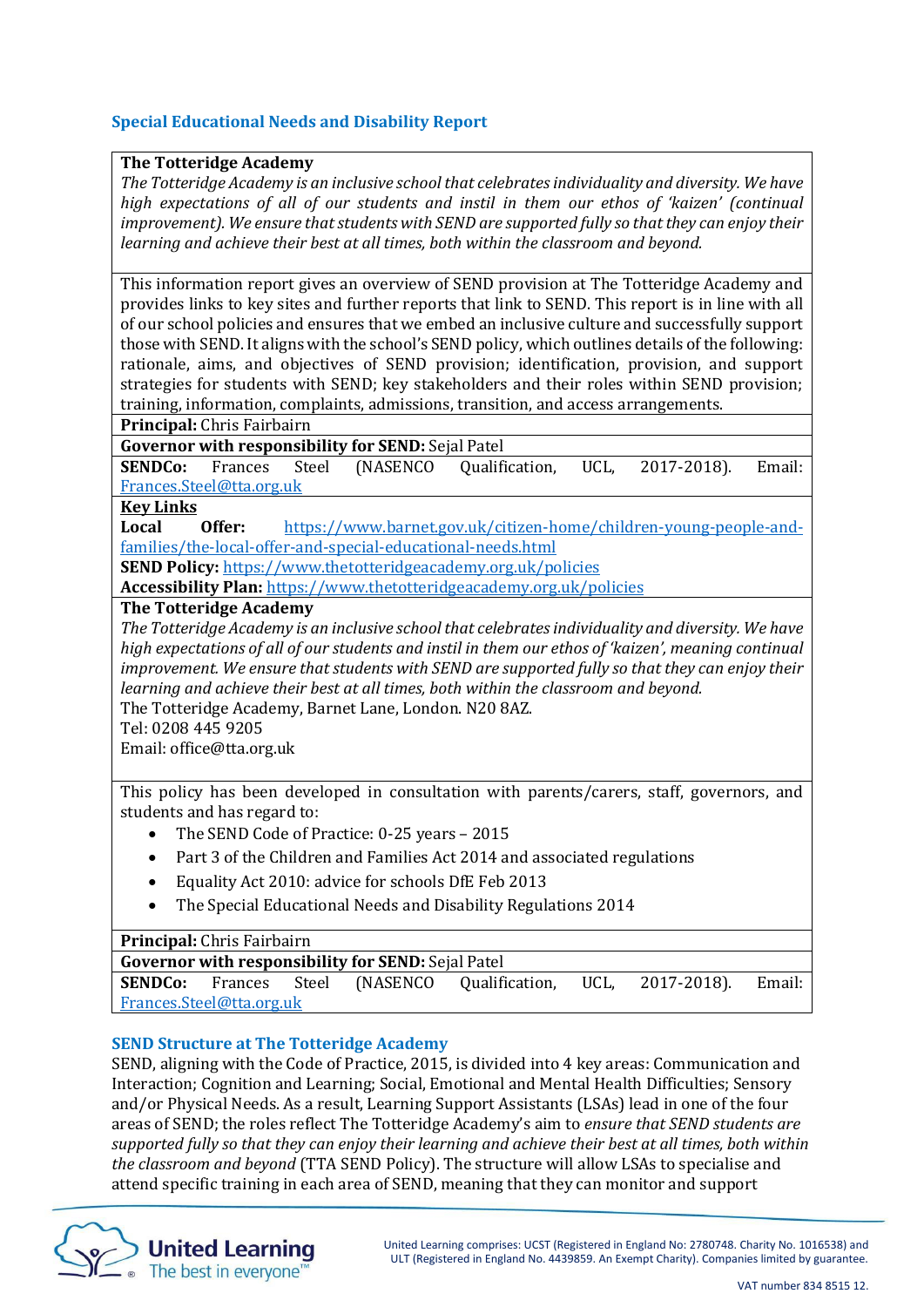## Special Educational Needs and Disability Report

**The Totteridge Academy**

*The Totteridge Academy is an inclusive school that celebrates individuality and diversity. We have high expectations of all of our students and instil in them our ethos of 'kaizen' (continual improvement). We ensure that students with SEND are supported fully so that they can enjoy their learning and achieve their best at all times, both within the classroom and beyond.*

This information report gives an overview of SEND provision at The Totteridge Academy and provides links to key sites and further reports that link to SEND. This report is in line with all of our school policies and ensures that we embed an inclusive culture and successfully support those with SEND. It aligns with the school's SEND policy, which outlines details of the following: rationale, aims, and objectives of SEND provision; identification, provision, and support strategies for students with SEND; key stakeholders and their roles within SEND provision; training, information, complaints, admissions, transition, and access arrangements.

**Principal:** Chris Fairbairn

**Governor with responsibility for SEND:** Sejal Patel

**SENDCo:** Frances Steel (NASENCO Qualification, UCL, 2017-2018). Email: Frances.Steel@tta.org.uk

**Key Links**

**Local Offer:** https://www.barnet.gov.uk/citizen-home/children-young-people-and-families/the-local-offer-and-special-educational-needs.html

**SEND Policy:** https://www.thetotteridgeacademy.org.uk/policies

**Accessibility Plan:** https://www.thetotteridgeacademy.org.uk/policies

**The Totteridge Academy**

*The Totteridge Academy is an inclusive school that celebrates individuality and diversity. We have high expectations of all of our students and instil in them our ethos of 'kaizen', meaning continual improvement. We ensure that students with SEND are supported fully so that they can enjoy their learning and achieve their best at all times, both within the classroom and beyond.*

The Totteridge Academy, Barnet Lane, London. N20 8AZ.
Tel: 0208 445 9205
Email: office@tta.org.uk

This policy has been developed in consultation with parents/carers, staff, governors, and students and has regard to:

- The SEND Code of Practice: 0-25 years – 2015
- Part 3 of the Children and Families Act 2014 and associated regulations
- Equality Act 2010: advice for schools DfE Feb 2013
- The Special Educational Needs and Disability Regulations 2014

**Principal:** Chris Fairbairn

**Governor with responsibility for SEND:** Sejal Patel

**SENDCo:** Frances Steel (NASENCO Qualification, UCL, 2017-2018). Email: Frances.Steel@tta.org.uk

## SEND Structure at The Totteridge Academy

SEND, aligning with the Code of Practice, 2015, is divided into 4 key areas: Communication and Interaction; Cognition and Learning; Social, Emotional and Mental Health Difficulties; Sensory and/or Physical Needs. As a result, Learning Support Assistants (LSAs) lead in one of the four areas of SEND; the roles reflect The Totteridge Academy's aim to *ensure that SEND students are supported fully so that they can enjoy their learning and achieve their best at all times, both within the classroom and beyond* (TTA SEND Policy). The structure will allow LSAs to specialise and attend specific training in each area of SEND, meaning that they can monitor and support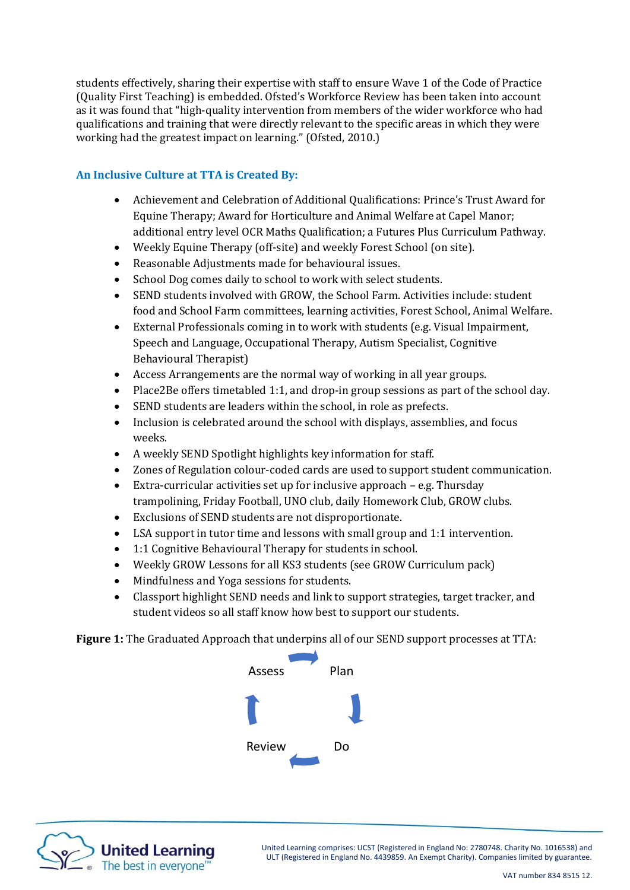students effectively, sharing their expertise with staff to ensure Wave 1 of the Code of Practice (Quality First Teaching) is embedded. Ofsted's Workforce Review has been taken into account as it was found that "high-quality intervention from members of the wider workforce who had qualifications and training that were directly relevant to the specific areas in which they were working had the greatest impact on learning." (Ofsted, 2010.)

### An Inclusive Culture at TTA is Created By:

- Achievement and Celebration of Additional Qualifications: Prince's Trust Award for Equine Therapy; Award for Horticulture and Animal Welfare at Capel Manor; additional entry level OCR Maths Qualification; a Futures Plus Curriculum Pathway.
- Weekly Equine Therapy (off-site) and weekly Forest School (on site).
- Reasonable Adjustments made for behavioural issues.
- School Dog comes daily to school to work with select students.
- SEND students involved with GROW, the School Farm. Activities include: student food and School Farm committees, learning activities, Forest School, Animal Welfare.
- External Professionals coming in to work with students (e.g. Visual Impairment, Speech and Language, Occupational Therapy, Autism Specialist, Cognitive Behavioural Therapist)
- Access Arrangements are the normal way of working in all year groups.
- Place2Be offers timetabled 1:1, and drop-in group sessions as part of the school day.
- SEND students are leaders within the school, in role as prefects.
- Inclusion is celebrated around the school with displays, assemblies, and focus weeks.
- A weekly SEND Spotlight highlights key information for staff.
- Zones of Regulation colour-coded cards are used to support student communication.
- Extra-curricular activities set up for inclusive approach – e.g. Thursday trampolining, Friday Football, UNO club, daily Homework Club, GROW clubs.
- Exclusions of SEND students are not disproportionate.
- LSA support in tutor time and lessons with small group and 1:1 intervention.
- 1:1 Cognitive Behavioural Therapy for students in school.
- Weekly GROW Lessons for all KS3 students (see GROW Curriculum pack)
- Mindfulness and Yoga sessions for students.
- Classport highlight SEND needs and link to support strategies, target tracker, and student videos so all staff know how best to support our students.

**Figure 1:** The Graduated Approach that underpins all of our SEND support processes at TTA:

Assess → Plan → Do → Review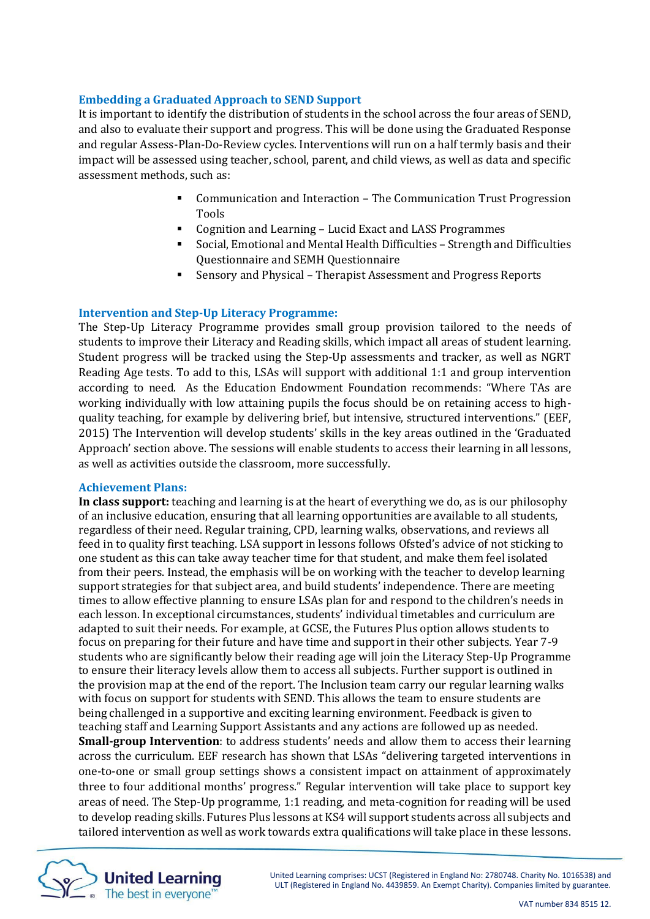### Embedding a Graduated Approach to SEND Support

It is important to identify the distribution of students in the school across the four areas of SEND, and also to evaluate their support and progress. This will be done using the Graduated Response and regular Assess-Plan-Do-Review cycles. Interventions will run on a half termly basis and their impact will be assessed using teacher, school, parent, and child views, as well as data and specific assessment methods, such as:

- Communication and Interaction – The Communication Trust Progression Tools
- Cognition and Learning – Lucid Exact and LASS Programmes
- Social, Emotional and Mental Health Difficulties – Strength and Difficulties Questionnaire and SEMH Questionnaire
- Sensory and Physical – Therapist Assessment and Progress Reports

### Intervention and Step-Up Literacy Programme:

The Step-Up Literacy Programme provides small group provision tailored to the needs of students to improve their Literacy and Reading skills, which impact all areas of student learning. Student progress will be tracked using the Step-Up assessments and tracker, as well as NGRT Reading Age tests. To add to this, LSAs will support with additional 1:1 and group intervention according to need. As the Education Endowment Foundation recommends: "Where TAs are working individually with low attaining pupils the focus should be on retaining access to high-quality teaching, for example by delivering brief, but intensive, structured interventions." (EEF, 2015) The Intervention will develop students' skills in the key areas outlined in the 'Graduated Approach' section above. The sessions will enable students to access their learning in all lessons, as well as activities outside the classroom, more successfully.

### Achievement Plans:

**In class support:** teaching and learning is at the heart of everything we do, as is our philosophy of an inclusive education, ensuring that all learning opportunities are available to all students, regardless of their need. Regular training, CPD, learning walks, observations, and reviews all feed in to quality first teaching. LSA support in lessons follows Ofsted's advice of not sticking to one student as this can take away teacher time for that student, and make them feel isolated from their peers. Instead, the emphasis will be on working with the teacher to develop learning support strategies for that subject area, and build students' independence. There are meeting times to allow effective planning to ensure LSAs plan for and respond to the children's needs in each lesson. In exceptional circumstances, students' individual timetables and curriculum are adapted to suit their needs. For example, at GCSE, the Futures Plus option allows students to focus on preparing for their future and have time and support in their other subjects. Year 7-9 students who are significantly below their reading age will join the Literacy Step-Up Programme to ensure their literacy levels allow them to access all subjects. Further support is outlined in the provision map at the end of the report. The Inclusion team carry our regular learning walks with focus on support for students with SEND. This allows the team to ensure students are being challenged in a supportive and exciting learning environment. Feedback is given to teaching staff and Learning Support Assistants and any actions are followed up as needed.

**Small-group Intervention**: to address students' needs and allow them to access their learning across the curriculum. EEF research has shown that LSAs "delivering targeted interventions in one-to-one or small group settings shows a consistent impact on attainment of approximately three to four additional months' progress." Regular intervention will take place to support key areas of need. The Step-Up programme, 1:1 reading, and meta-cognition for reading will be used to develop reading skills. Futures Plus lessons at KS4 will support students across all subjects and tailored intervention as well as work towards extra qualifications will take place in these lessons.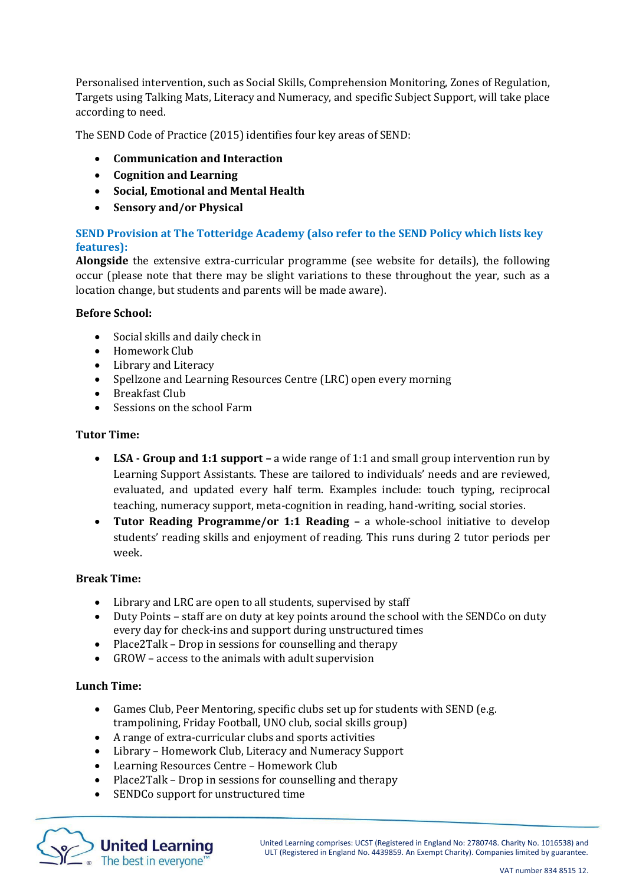Personalised intervention, such as Social Skills, Comprehension Monitoring, Zones of Regulation, Targets using Talking Mats, Literacy and Numeracy, and specific Subject Support, will take place according to need.

The SEND Code of Practice (2015) identifies four key areas of SEND:

- **Communication and Interaction**
- **Cognition and Learning**
- **Social, Emotional and Mental Health**
- **Sensory and/or Physical**

### SEND Provision at The Totteridge Academy (also refer to the SEND Policy which lists key features):

**Alongside** the extensive extra-curricular programme (see website for details), the following occur (please note that there may be slight variations to these throughout the year, such as a location change, but students and parents will be made aware).

**Before School:**

- Social skills and daily check in
- Homework Club
- Library and Literacy
- Spellzone and Learning Resources Centre (LRC) open every morning
- Breakfast Club
- Sessions on the school Farm

**Tutor Time:**

- **LSA - Group and 1:1 support –** a wide range of 1:1 and small group intervention run by Learning Support Assistants. These are tailored to individuals' needs and are reviewed, evaluated, and updated every half term. Examples include: touch typing, reciprocal teaching, numeracy support, meta-cognition in reading, hand-writing, social stories.
- **Tutor Reading Programme/or 1:1 Reading –** a whole-school initiative to develop students' reading skills and enjoyment of reading. This runs during 2 tutor periods per week.

**Break Time:**

- Library and LRC are open to all students, supervised by staff
- Duty Points – staff are on duty at key points around the school with the SENDCo on duty every day for check-ins and support during unstructured times
- Place2Talk – Drop in sessions for counselling and therapy
- GROW – access to the animals with adult supervision

**Lunch Time:**

- Games Club, Peer Mentoring, specific clubs set up for students with SEND (e.g. trampolining, Friday Football, UNO club, social skills group)
- A range of extra-curricular clubs and sports activities
- Library – Homework Club, Literacy and Numeracy Support
- Learning Resources Centre – Homework Club
- Place2Talk – Drop in sessions for counselling and therapy
- SENDCo support for unstructured time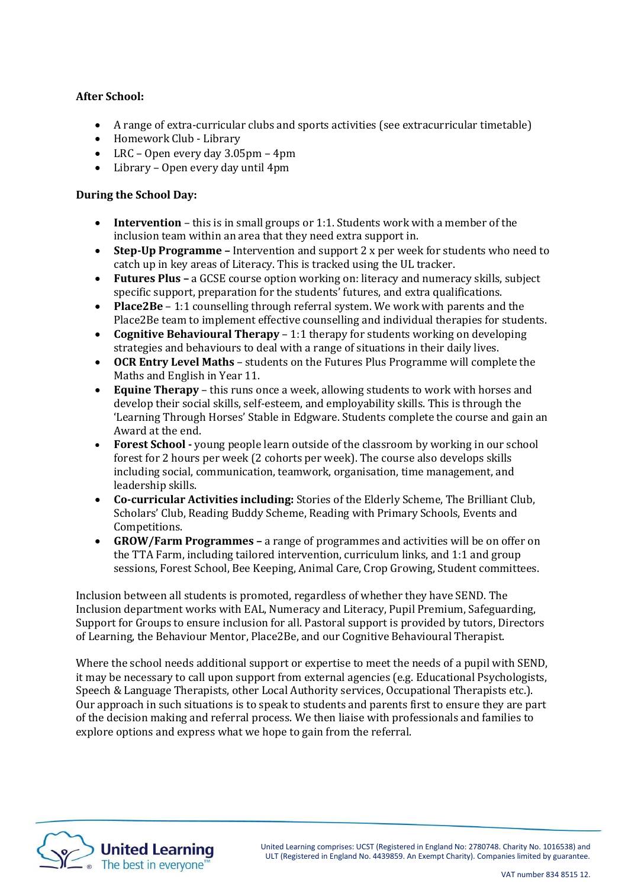**After School:**

- A range of extra-curricular clubs and sports activities (see extracurricular timetable)
- Homework Club - Library
- LRC – Open every day 3.05pm – 4pm
- Library – Open every day until 4pm

**During the School Day:**

- **Intervention** – this is in small groups or 1:1. Students work with a member of the inclusion team within an area that they need extra support in.
- **Step-Up Programme –** Intervention and support 2 x per week for students who need to catch up in key areas of Literacy. This is tracked using the UL tracker.
- **Futures Plus –** a GCSE course option working on: literacy and numeracy skills, subject specific support, preparation for the students' futures, and extra qualifications.
- **Place2Be** – 1:1 counselling through referral system. We work with parents and the Place2Be team to implement effective counselling and individual therapies for students.
- **Cognitive Behavioural Therapy** – 1:1 therapy for students working on developing strategies and behaviours to deal with a range of situations in their daily lives.
- **OCR Entry Level Maths** – students on the Futures Plus Programme will complete the Maths and English in Year 11.
- **Equine Therapy** – this runs once a week, allowing students to work with horses and develop their social skills, self-esteem, and employability skills. This is through the 'Learning Through Horses' Stable in Edgware. Students complete the course and gain an Award at the end.
- **Forest School -** young people learn outside of the classroom by working in our school forest for 2 hours per week (2 cohorts per week). The course also develops skills including social, communication, teamwork, organisation, time management, and leadership skills.
- **Co-curricular Activities including:** Stories of the Elderly Scheme, The Brilliant Club, Scholars' Club, Reading Buddy Scheme, Reading with Primary Schools, Events and Competitions.
- **GROW/Farm Programmes –** a range of programmes and activities will be on offer on the TTA Farm, including tailored intervention, curriculum links, and 1:1 and group sessions, Forest School, Bee Keeping, Animal Care, Crop Growing, Student committees.

Inclusion between all students is promoted, regardless of whether they have SEND. The Inclusion department works with EAL, Numeracy and Literacy, Pupil Premium, Safeguarding, Support for Groups to ensure inclusion for all. Pastoral support is provided by tutors, Directors of Learning, the Behaviour Mentor, Place2Be, and our Cognitive Behavioural Therapist.

Where the school needs additional support or expertise to meet the needs of a pupil with SEND, it may be necessary to call upon support from external agencies (e.g. Educational Psychologists, Speech & Language Therapists, other Local Authority services, Occupational Therapists etc.). Our approach in such situations is to speak to students and parents first to ensure they are part of the decision making and referral process. We then liaise with professionals and families to explore options and express what we hope to gain from the referral.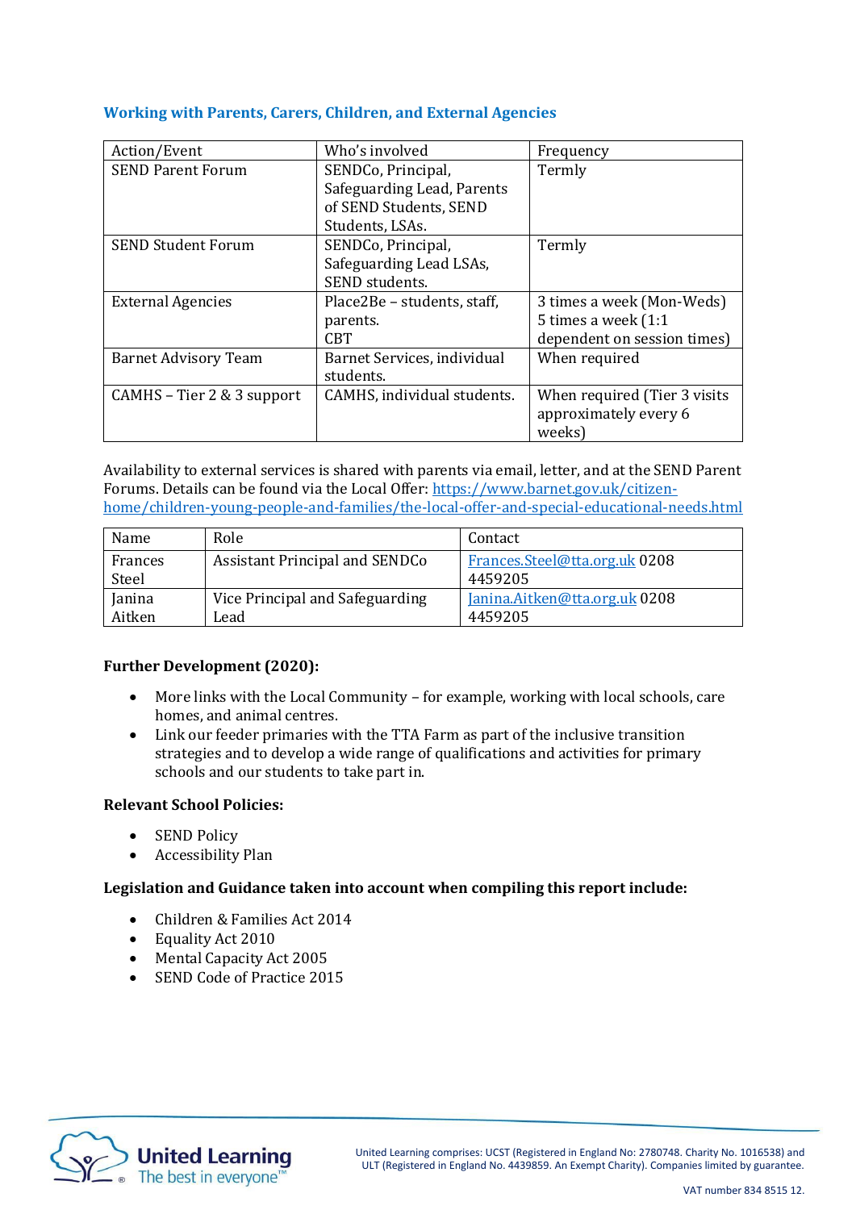## Working with Parents, Carers, Children, and External Agencies

| Action/Event | Who's involved | Frequency |
|---|---|---|
| SEND Parent Forum | SENDCo, Principal, Safeguarding Lead, Parents of SEND Students, SEND Students, LSAs. | Termly |
| SEND Student Forum | SENDCo, Principal, Safeguarding Lead LSAs, SEND students. | Termly |
| External Agencies | Place2Be – students, staff, parents.<br>CBT | 3 times a week (Mon-Weds)<br>5 times a week (1:1 dependent on session times) |
| Barnet Advisory Team | Barnet Services, individual students. | When required |
| CAMHS – Tier 2 & 3 support | CAMHS, individual students. | When required (Tier 3 visits approximately every 6 weeks) |

Availability to external services is shared with parents via email, letter, and at the SEND Parent Forums. Details can be found via the Local Offer: https://www.barnet.gov.uk/citizen-home/children-young-people-and-families/the-local-offer-and-special-educational-needs.html

| Name | Role | Contact |
|---|---|---|
| Frances Steel | Assistant Principal and SENDCo | Frances.Steel@tta.org.uk 0208 4459205 |
| Janina Aitken | Vice Principal and Safeguarding Lead | Janina.Aitken@tta.org.uk 0208 4459205 |

**Further Development (2020):**

- More links with the Local Community – for example, working with local schools, care homes, and animal centres.
- Link our feeder primaries with the TTA Farm as part of the inclusive transition strategies and to develop a wide range of qualifications and activities for primary schools and our students to take part in.

**Relevant School Policies:**

- SEND Policy
- Accessibility Plan

**Legislation and Guidance taken into account when compiling this report include:**

- Children & Families Act 2014
- Equality Act 2010
- Mental Capacity Act 2005
- SEND Code of Practice 2015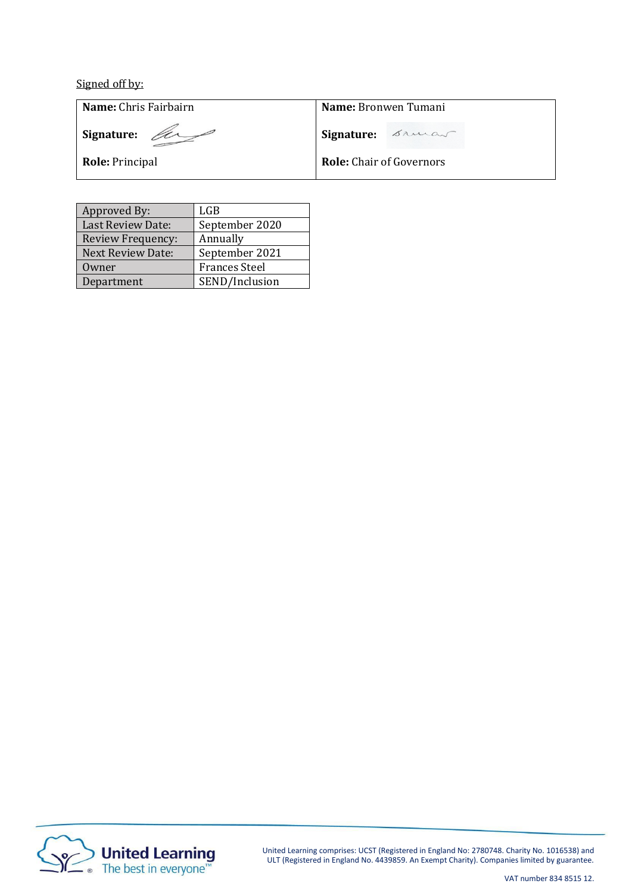Signed off by:

| **Name:** Chris Fairbairn | **Name:** Bronwen Tumani |
|---|---|
| **Signature:** | **Signature:** |
| **Role:** Principal | **Role:** Chair of Governors |

| Approved By: | LGB |
|---|---|
| Last Review Date: | September 2020 |
| Review Frequency: | Annually |
| Next Review Date: | September 2021 |
| Owner | Frances Steel |
| Department | SEND/Inclusion |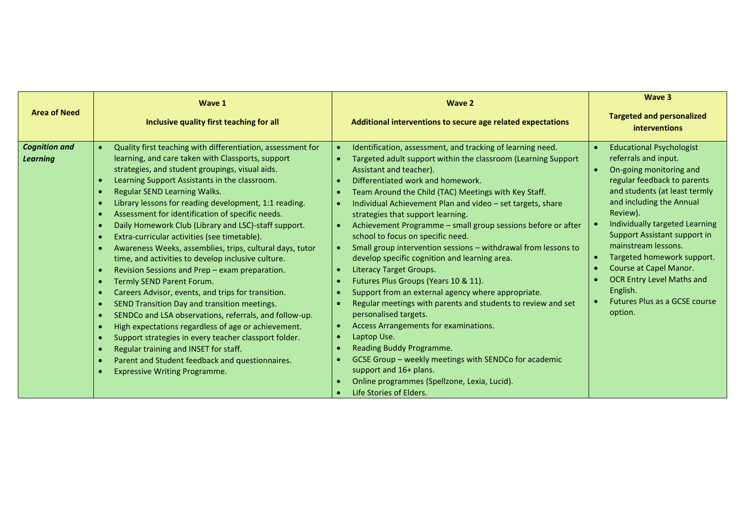| Area of Need | Wave 1<br><br>Inclusive quality first teaching for all | Wave 2<br><br>Additional interventions to secure age related expectations | Wave 3<br><br>Targeted and personalized interventions |
|---|---|---|---|
| ***Cognition and Learning*** | • Quality first teaching with differentiation, assessment for learning, and care taken with Classports, support strategies, and student groupings, visual aids.<br>• Learning Support Assistants in the classroom.<br>• Regular SEND Learning Walks.<br>• Library lessons for reading development, 1:1 reading.<br>• Assessment for identification of specific needs.<br>• Daily Homework Club (Library and LSC)-staff support.<br>• Extra-curricular activities (see timetable).<br>• Awareness Weeks, assemblies, trips, cultural days, tutor time, and activities to develop inclusive culture.<br>• Revision Sessions and Prep – exam preparation.<br>• Termly SEND Parent Forum.<br>• Careers Advisor, events, and trips for transition.<br>• SEND Transition Day and transition meetings.<br>• SENDCo and LSA observations, referrals, and follow-up.<br>• High expectations regardless of age or achievement.<br>• Support strategies in every teacher classport folder.<br>• Regular training and INSET for staff.<br>• Parent and Student feedback and questionnaires.<br>• Expressive Writing Programme. | • Identification, assessment, and tracking of learning need.<br>• Targeted adult support within the classroom (Learning Support Assistant and teacher).<br>• Differentiated work and homework.<br>• Team Around the Child (TAC) Meetings with Key Staff.<br>• Individual Achievement Plan and video – set targets, share strategies that support learning.<br>• Achievement Programme – small group sessions before or after school to focus on specific need.<br>• Small group intervention sessions – withdrawal from lessons to develop specific cognition and learning area.<br>• Literacy Target Groups.<br>• Futures Plus Groups (Years 10 & 11).<br>• Support from an external agency where appropriate.<br>• Regular meetings with parents and students to review and set personalised targets.<br>• Access Arrangements for examinations.<br>• Laptop Use.<br>• Reading Buddy Programme.<br>• GCSE Group – weekly meetings with SENDCo for academic support and 16+ plans.<br>• Online programmes (Spellzone, Lexia, Lucid).<br>• Life Stories of Elders. | • Educational Psychologist referrals and input.<br>• On-going monitoring and regular feedback to parents and students (at least termly and including the Annual Review).<br>• Individually targeted Learning Support Assistant support in mainstream lessons.<br>• Targeted homework support.<br>• Course at Capel Manor.<br>• OCR Entry Level Maths and English.<br>• Futures Plus as a GCSE course option. |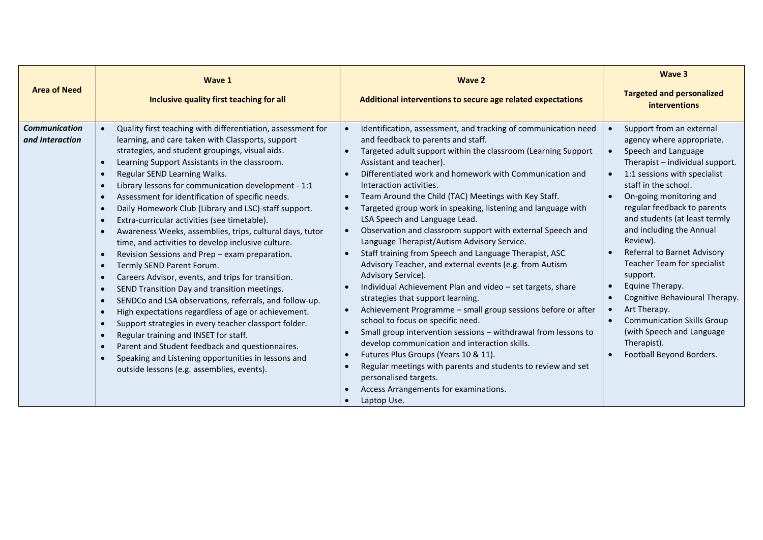| Area of Need | Wave 1<br><br>Inclusive quality first teaching for all | Wave 2<br><br>Additional interventions to secure age related expectations | Wave 3<br><br>Targeted and personalized interventions |
| --- | --- | --- | --- |
| ***Communication and Interaction*** | • Quality first teaching with differentiation, assessment for learning, and care taken with Classports, support strategies, and student groupings, visual aids.<br>• Learning Support Assistants in the classroom.<br>• Regular SEND Learning Walks.<br>• Library lessons for communication development - 1:1<br>• Assessment for identification of specific needs.<br>• Daily Homework Club (Library and LSC)-staff support.<br>• Extra-curricular activities (see timetable).<br>• Awareness Weeks, assemblies, trips, cultural days, tutor time, and activities to develop inclusive culture.<br>• Revision Sessions and Prep – exam preparation.<br>• Termly SEND Parent Forum.<br>• Careers Advisor, events, and trips for transition.<br>• SEND Transition Day and transition meetings.<br>• SENDCo and LSA observations, referrals, and follow-up.<br>• High expectations regardless of age or achievement.<br>• Support strategies in every teacher classport folder.<br>• Regular training and INSET for staff.<br>• Parent and Student feedback and questionnaires.<br>• Speaking and Listening opportunities in lessons and outside lessons (e.g. assemblies, events). | • Identification, assessment, and tracking of communication need and feedback to parents and staff.<br>• Targeted adult support within the classroom (Learning Support Assistant and teacher).<br>• Differentiated work and homework with Communication and Interaction activities.<br>• Team Around the Child (TAC) Meetings with Key Staff.<br>• Targeted group work in speaking, listening and language with LSA Speech and Language Lead.<br>• Observation and classroom support with external Speech and Language Therapist/Autism Advisory Service.<br>• Staff training from Speech and Language Therapist, ASC Advisory Teacher, and external events (e.g. from Autism Advisory Service).<br>• Individual Achievement Plan and video – set targets, share strategies that support learning.<br>• Achievement Programme – small group sessions before or after school to focus on specific need.<br>• Small group intervention sessions – withdrawal from lessons to develop communication and interaction skills.<br>• Futures Plus Groups (Years 10 & 11).<br>• Regular meetings with parents and students to review and set personalised targets.<br>• Access Arrangements for examinations.<br>• Laptop Use. | • Support from an external agency where appropriate.<br>• Speech and Language Therapist – individual support.<br>• 1:1 sessions with specialist staff in the school.<br>• On-going monitoring and regular feedback to parents and students (at least termly and including the Annual Review).<br>• Referral to Barnet Advisory Teacher Team for specialist support.<br>• Equine Therapy.<br>• Cognitive Behavioural Therapy.<br>• Art Therapy.<br>• Communication Skills Group (with Speech and Language Therapist).<br>• Football Beyond Borders. |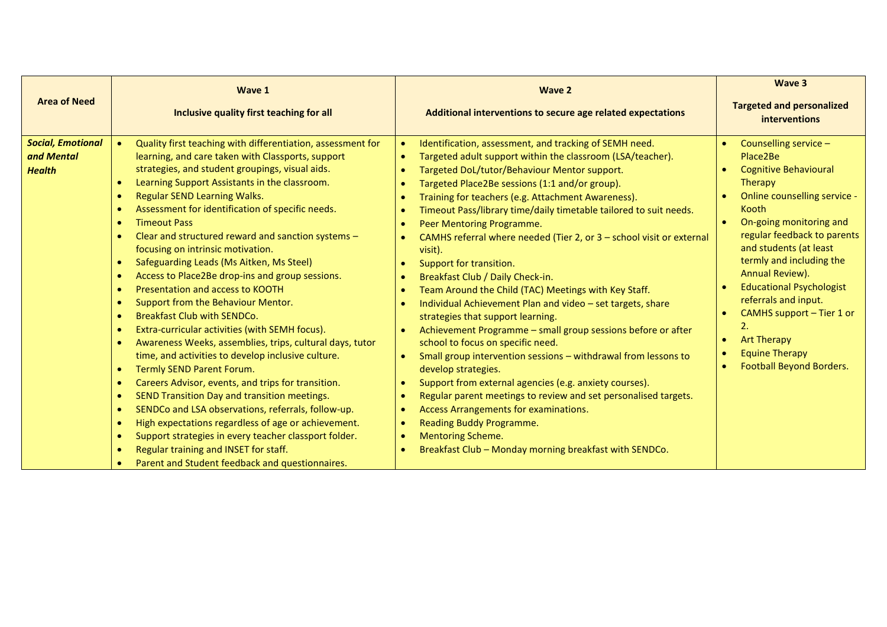| Area of Need | Wave 1<br><br>Inclusive quality first teaching for all | Wave 2<br><br>Additional interventions to secure age related expectations | Wave 3<br><br>Targeted and personalized interventions |
|---|---|---|---|
| ***Social, Emotional and Mental Health*** | • Quality first teaching with differentiation, assessment for learning, and care taken with Classports, support strategies, and student groupings, visual aids.<br>• Learning Support Assistants in the classroom.<br>• Regular SEND Learning Walks.<br>• Assessment for identification of specific needs.<br>• Timeout Pass<br>• Clear and structured reward and sanction systems – focusing on intrinsic motivation.<br>• Safeguarding Leads (Ms Aitken, Ms Steel)<br>• Access to Place2Be drop-ins and group sessions.<br>• Presentation and access to KOOTH<br>• Support from the Behaviour Mentor.<br>• Breakfast Club with SENDCo.<br>• Extra-curricular activities (with SEMH focus).<br>• Awareness Weeks, assemblies, trips, cultural days, tutor time, and activities to develop inclusive culture.<br>• Termly SEND Parent Forum.<br>• Careers Advisor, events, and trips for transition.<br>• SEND Transition Day and transition meetings.<br>• SENDCo and LSA observations, referrals, follow-up.<br>• High expectations regardless of age or achievement.<br>• Support strategies in every teacher classport folder.<br>• Regular training and INSET for staff.<br>• Parent and Student feedback and questionnaires. | • Identification, assessment, and tracking of SEMH need.<br>• Targeted adult support within the classroom (LSA/teacher).<br>• Targeted DoL/tutor/Behaviour Mentor support.<br>• Targeted Place2Be sessions (1:1 and/or group).<br>• Training for teachers (e.g. Attachment Awareness).<br>• Timeout Pass/library time/daily timetable tailored to suit needs.<br>• Peer Mentoring Programme.<br>• CAMHS referral where needed (Tier 2, or 3 – school visit or external visit).<br>• Support for transition.<br>• Breakfast Club / Daily Check-in.<br>• Team Around the Child (TAC) Meetings with Key Staff.<br>• Individual Achievement Plan and video – set targets, share strategies that support learning.<br>• Achievement Programme – small group sessions before or after school to focus on specific need.<br>• Small group intervention sessions – withdrawal from lessons to develop strategies.<br>• Support from external agencies (e.g. anxiety courses).<br>• Regular parent meetings to review and set personalised targets.<br>• Access Arrangements for examinations.<br>• Reading Buddy Programme.<br>• Mentoring Scheme.<br>• Breakfast Club – Monday morning breakfast with SENDCo. | • Counselling service – Place2Be<br>• Cognitive Behavioural Therapy<br>• Online counselling service - Kooth<br>• On-going monitoring and regular feedback to parents and students (at least termly and including the Annual Review).<br>• Educational Psychologist referrals and input.<br>• CAMHS support – Tier 1 or 2.<br>• Art Therapy<br>• Equine Therapy<br>• Football Beyond Borders. |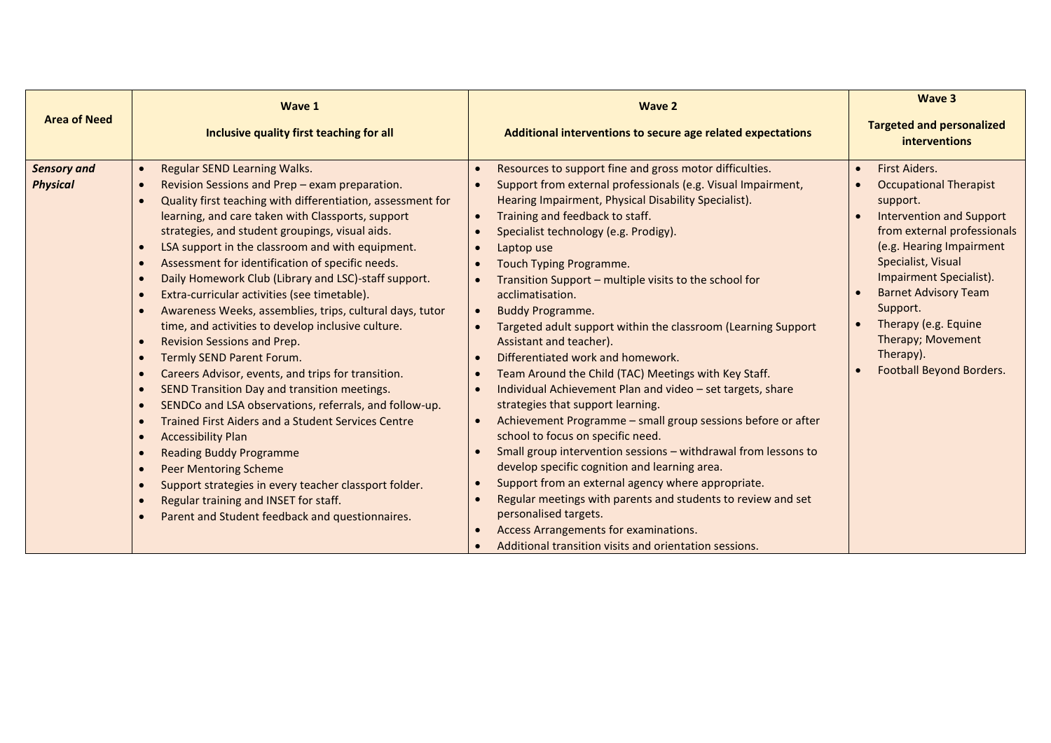| Area of Need | Wave 1<br><br>Inclusive quality first teaching for all | Wave 2<br><br>Additional interventions to secure age related expectations | Wave 3<br><br>Targeted and personalized interventions |
|---|---|---|---|
| ***Sensory and Physical*** | • Regular SEND Learning Walks.<br>• Revision Sessions and Prep – exam preparation.<br>• Quality first teaching with differentiation, assessment for learning, and care taken with Classports, support strategies, and student groupings, visual aids.<br>• LSA support in the classroom and with equipment.<br>• Assessment for identification of specific needs.<br>• Daily Homework Club (Library and LSC)-staff support.<br>• Extra-curricular activities (see timetable).<br>• Awareness Weeks, assemblies, trips, cultural days, tutor time, and activities to develop inclusive culture.<br>• Revision Sessions and Prep.<br>• Termly SEND Parent Forum.<br>• Careers Advisor, events, and trips for transition.<br>• SEND Transition Day and transition meetings.<br>• SENDCo and LSA observations, referrals, and follow-up.<br>• Trained First Aiders and a Student Services Centre<br>• Accessibility Plan<br>• Reading Buddy Programme<br>• Peer Mentoring Scheme<br>• Support strategies in every teacher classport folder.<br>• Regular training and INSET for staff.<br>• Parent and Student feedback and questionnaires. | • Resources to support fine and gross motor difficulties.<br>• Support from external professionals (e.g. Visual Impairment, Hearing Impairment, Physical Disability Specialist).<br>• Training and feedback to staff.<br>• Specialist technology (e.g. Prodigy).<br>• Laptop use<br>• Touch Typing Programme.<br>• Transition Support – multiple visits to the school for acclimatisation.<br>• Buddy Programme.<br>• Targeted adult support within the classroom (Learning Support Assistant and teacher).<br>• Differentiated work and homework.<br>• Team Around the Child (TAC) Meetings with Key Staff.<br>• Individual Achievement Plan and video – set targets, share strategies that support learning.<br>• Achievement Programme – small group sessions before or after school to focus on specific need.<br>• Small group intervention sessions – withdrawal from lessons to develop specific cognition and learning area.<br>• Support from an external agency where appropriate.<br>• Regular meetings with parents and students to review and set personalised targets.<br>• Access Arrangements for examinations.<br>• Additional transition visits and orientation sessions. | • First Aiders.<br>• Occupational Therapist support.<br>• Intervention and Support from external professionals (e.g. Hearing Impairment Specialist, Visual Impairment Specialist).<br>• Barnet Advisory Team Support.<br>• Therapy (e.g. Equine Therapy; Movement Therapy).<br>• Football Beyond Borders. |